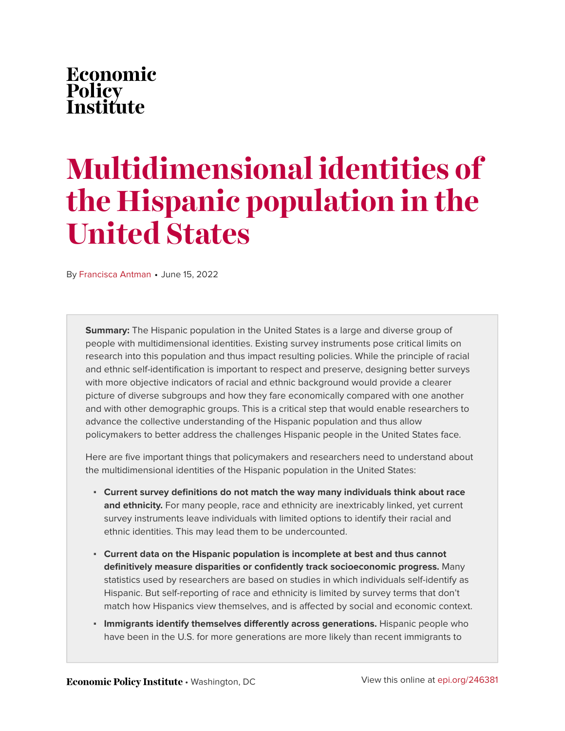Economic Policy Institute

# Multidimensional identities of the Hispanic population in the United States

By Francisca Antman • June 15, 2022

**Summary:** The Hispanic population in the United States is a large and diverse group of people with multidimensional identities. Existing survey instruments pose critical limits on research into this population and thus impact resulting policies. While the principle of racial and ethnic self-identification is important to respect and preserve, designing better surveys with more objective indicators of racial and ethnic background would provide a clearer picture of diverse subgroups and how they fare economically compared with one another and with other demographic groups. This is a critical step that would enable researchers to advance the collective understanding of the Hispanic population and thus allow policymakers to better address the challenges Hispanic people in the United States face.

Here are five important things that policymakers and researchers need to understand about the multidimensional identities of the Hispanic population in the United States:

- **Current survey definitions do not match the way many individuals think about race and ethnicity.** For many people, race and ethnicity are inextricably linked, yet current survey instruments leave individuals with limited options to identify their racial and ethnic identities. This may lead them to be undercounted.
- **Current data on the Hispanic population is incomplete at best and thus cannot definitively measure disparities or confidently track socioeconomic progress.** Many statistics used by researchers are based on studies in which individuals self-identify as Hispanic. But self-reporting of race and ethnicity is limited by survey terms that don't match how Hispanics view themselves, and is affected by social and economic context.
- **Immigrants identify themselves differently across generations.** Hispanic people who have been in the U.S. for more generations are more likely than recent immigrants to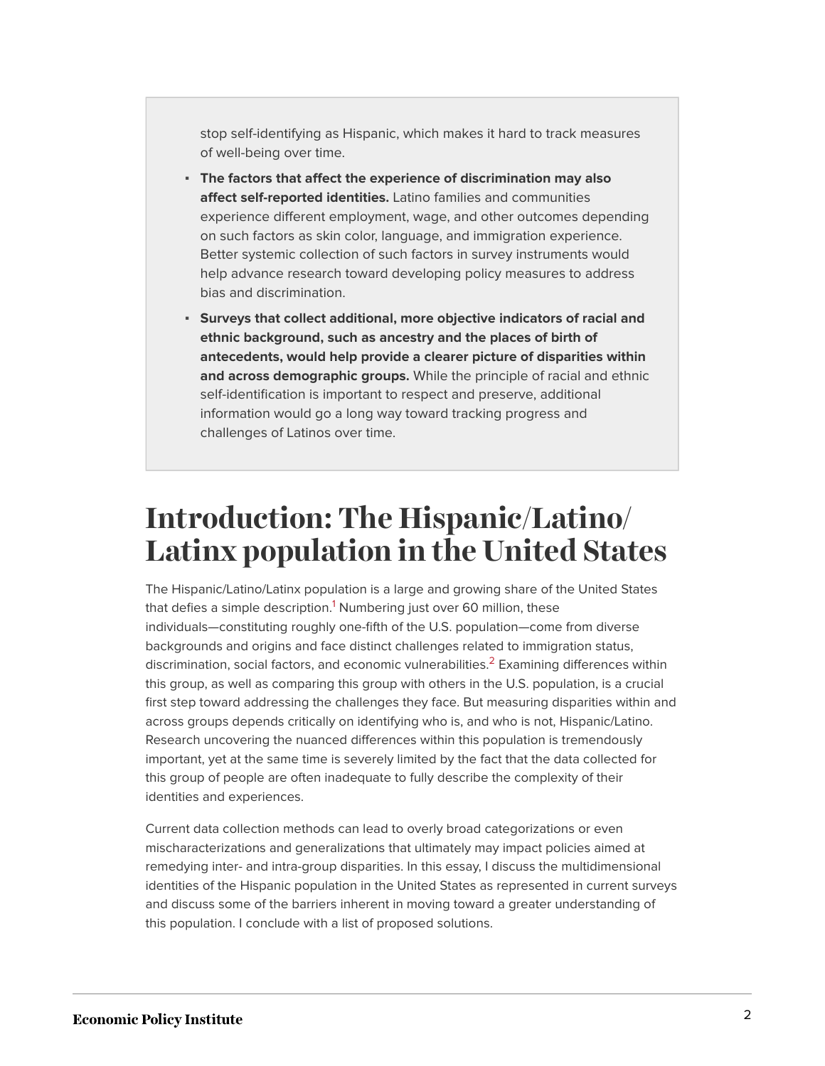stop self-identifying as Hispanic, which makes it hard to track measures of well-being over time.

- **The factors that affect the experience of discrimination may also affect self-reported identities.** Latino families and communities experience different employment, wage, and other outcomes depending on such factors as skin color, language, and immigration experience. Better systemic collection of such factors in survey instruments would help advance research toward developing policy measures to address bias and discrimination.
- **Surveys that collect additional, more objective indicators of racial and ethnic background, such as ancestry and the places of birth of antecedents, would help provide a clearer picture of disparities within and across demographic groups.** While the principle of racial and ethnic self-identification is important to respect and preserve, additional information would go a long way toward tracking progress and challenges of Latinos over time.

# Introduction: The Hispanic/Latino/Latinx population in the United States

The Hispanic/Latino/Latinx population is a large and growing share of the United States that defies a simple description.[1] Numbering just over 60 million, these individuals—constituting roughly one-fifth of the U.S. population—come from diverse backgrounds and origins and face distinct challenges related to immigration status, discrimination, social factors, and economic vulnerabilities.[2] Examining differences within this group, as well as comparing this group with others in the U.S. population, is a crucial first step toward addressing the challenges they face. But measuring disparities within and across groups depends critically on identifying who is, and who is not, Hispanic/Latino. Research uncovering the nuanced differences within this population is tremendously important, yet at the same time is severely limited by the fact that the data collected for this group of people are often inadequate to fully describe the complexity of their identities and experiences.

Current data collection methods can lead to overly broad categorizations or even mischaracterizations and generalizations that ultimately may impact policies aimed at remedying inter- and intra-group disparities. In this essay, I discuss the multidimensional identities of the Hispanic population in the United States as represented in current surveys and discuss some of the barriers inherent in moving toward a greater understanding of this population. I conclude with a list of proposed solutions.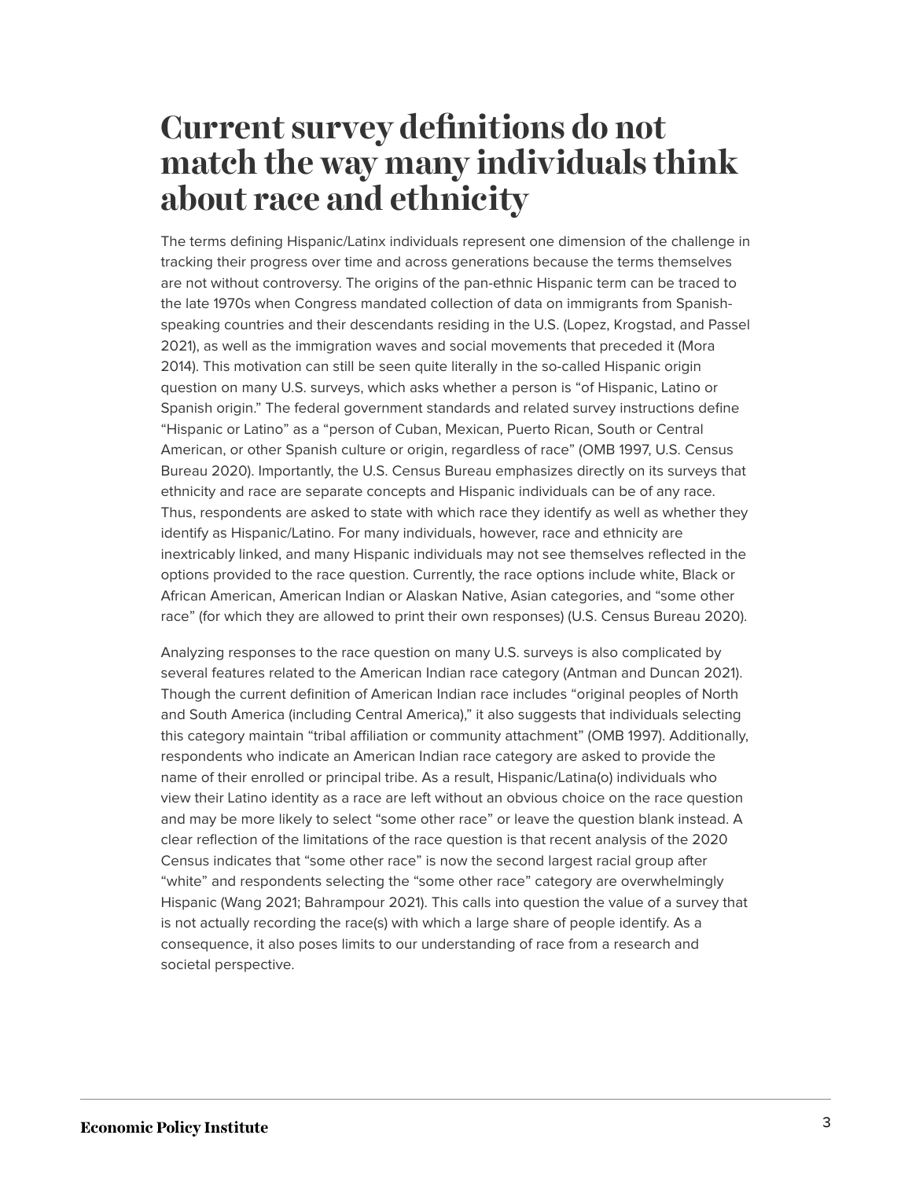# Current survey definitions do not match the way many individuals think about race and ethnicity

The terms defining Hispanic/Latinx individuals represent one dimension of the challenge in tracking their progress over time and across generations because the terms themselves are not without controversy. The origins of the pan-ethnic Hispanic term can be traced to the late 1970s when Congress mandated collection of data on immigrants from Spanish-speaking countries and their descendants residing in the U.S. (Lopez, Krogstad, and Passel 2021), as well as the immigration waves and social movements that preceded it (Mora 2014). This motivation can still be seen quite literally in the so-called Hispanic origin question on many U.S. surveys, which asks whether a person is "of Hispanic, Latino or Spanish origin." The federal government standards and related survey instructions define "Hispanic or Latino" as a "person of Cuban, Mexican, Puerto Rican, South or Central American, or other Spanish culture or origin, regardless of race" (OMB 1997, U.S. Census Bureau 2020). Importantly, the U.S. Census Bureau emphasizes directly on its surveys that ethnicity and race are separate concepts and Hispanic individuals can be of any race. Thus, respondents are asked to state with which race they identify as well as whether they identify as Hispanic/Latino. For many individuals, however, race and ethnicity are inextricably linked, and many Hispanic individuals may not see themselves reflected in the options provided to the race question. Currently, the race options include white, Black or African American, American Indian or Alaskan Native, Asian categories, and "some other race" (for which they are allowed to print their own responses) (U.S. Census Bureau 2020).

Analyzing responses to the race question on many U.S. surveys is also complicated by several features related to the American Indian race category (Antman and Duncan 2021). Though the current definition of American Indian race includes "original peoples of North and South America (including Central America)," it also suggests that individuals selecting this category maintain "tribal affiliation or community attachment" (OMB 1997). Additionally, respondents who indicate an American Indian race category are asked to provide the name of their enrolled or principal tribe. As a result, Hispanic/Latina(o) individuals who view their Latino identity as a race are left without an obvious choice on the race question and may be more likely to select "some other race" or leave the question blank instead. A clear reflection of the limitations of the race question is that recent analysis of the 2020 Census indicates that "some other race" is now the second largest racial group after "white" and respondents selecting the "some other race" category are overwhelmingly Hispanic (Wang 2021; Bahrampour 2021). This calls into question the value of a survey that is not actually recording the race(s) with which a large share of people identify. As a consequence, it also poses limits to our understanding of race from a research and societal perspective.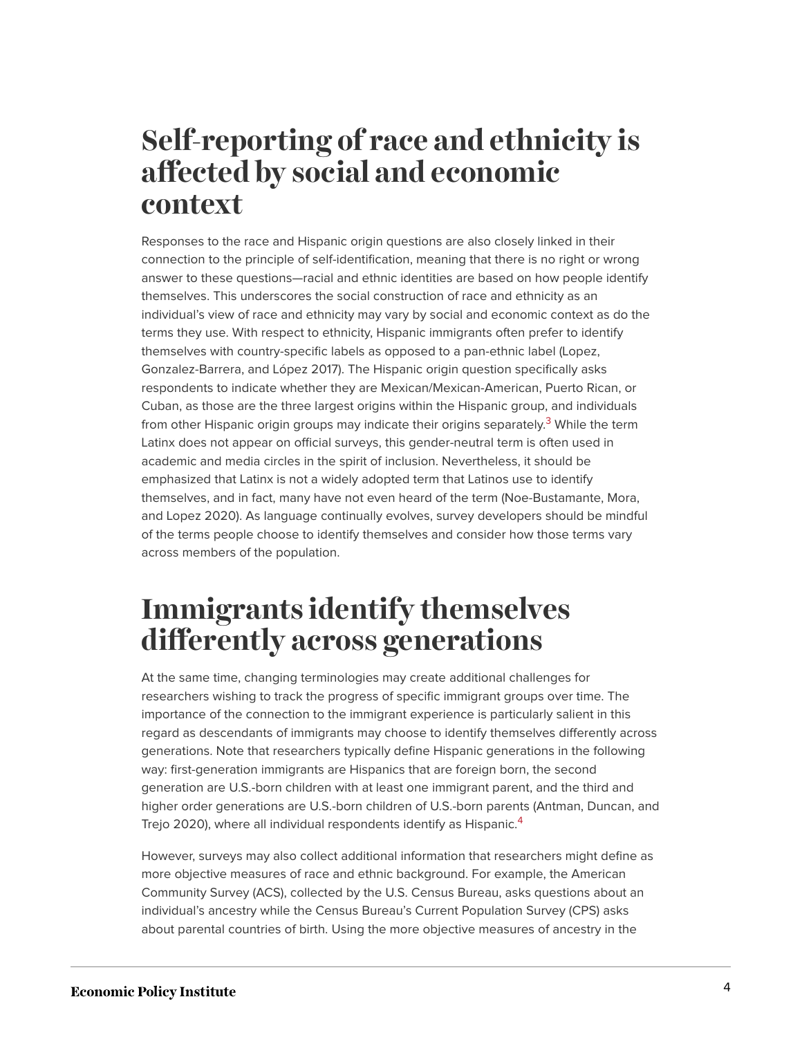# Self-reporting of race and ethnicity is affected by social and economic context

Responses to the race and Hispanic origin questions are also closely linked in their connection to the principle of self-identification, meaning that there is no right or wrong answer to these questions—racial and ethnic identities are based on how people identify themselves. This underscores the social construction of race and ethnicity as an individual's view of race and ethnicity may vary by social and economic context as do the terms they use. With respect to ethnicity, Hispanic immigrants often prefer to identify themselves with country-specific labels as opposed to a pan-ethnic label (Lopez, Gonzalez-Barrera, and López 2017). The Hispanic origin question specifically asks respondents to indicate whether they are Mexican/Mexican-American, Puerto Rican, or Cuban, as those are the three largest origins within the Hispanic group, and individuals from other Hispanic origin groups may indicate their origins separately.[3] While the term Latinx does not appear on official surveys, this gender-neutral term is often used in academic and media circles in the spirit of inclusion. Nevertheless, it should be emphasized that Latinx is not a widely adopted term that Latinos use to identify themselves, and in fact, many have not even heard of the term (Noe-Bustamante, Mora, and Lopez 2020). As language continually evolves, survey developers should be mindful of the terms people choose to identify themselves and consider how those terms vary across members of the population.

# Immigrants identify themselves differently across generations

At the same time, changing terminologies may create additional challenges for researchers wishing to track the progress of specific immigrant groups over time. The importance of the connection to the immigrant experience is particularly salient in this regard as descendants of immigrants may choose to identify themselves differently across generations. Note that researchers typically define Hispanic generations in the following way: first-generation immigrants are Hispanics that are foreign born, the second generation are U.S.-born children with at least one immigrant parent, and the third and higher order generations are U.S.-born children of U.S.-born parents (Antman, Duncan, and Trejo 2020), where all individual respondents identify as Hispanic.[4]

However, surveys may also collect additional information that researchers might define as more objective measures of race and ethnic background. For example, the American Community Survey (ACS), collected by the U.S. Census Bureau, asks questions about an individual's ancestry while the Census Bureau's Current Population Survey (CPS) asks about parental countries of birth. Using the more objective measures of ancestry in the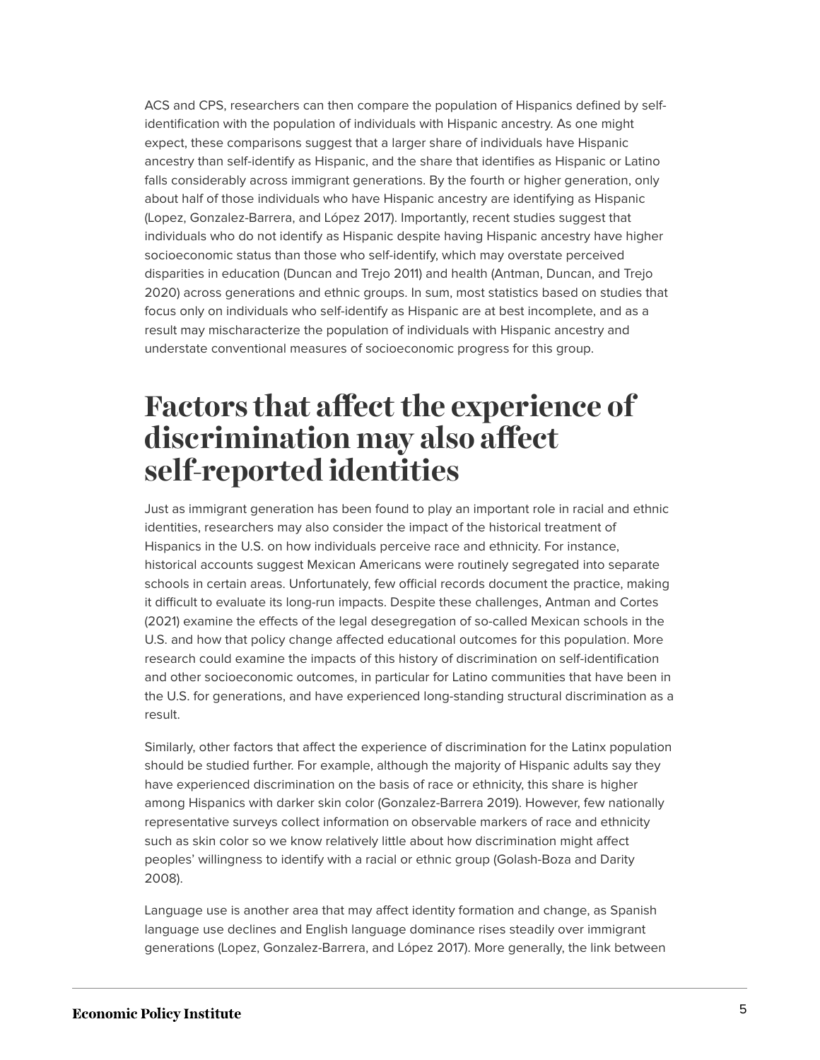ACS and CPS, researchers can then compare the population of Hispanics defined by self-identification with the population of individuals with Hispanic ancestry. As one might expect, these comparisons suggest that a larger share of individuals have Hispanic ancestry than self-identify as Hispanic, and the share that identifies as Hispanic or Latino falls considerably across immigrant generations. By the fourth or higher generation, only about half of those individuals who have Hispanic ancestry are identifying as Hispanic (Lopez, Gonzalez-Barrera, and López 2017). Importantly, recent studies suggest that individuals who do not identify as Hispanic despite having Hispanic ancestry have higher socioeconomic status than those who self-identify, which may overstate perceived disparities in education (Duncan and Trejo 2011) and health (Antman, Duncan, and Trejo 2020) across generations and ethnic groups. In sum, most statistics based on studies that focus only on individuals who self-identify as Hispanic are at best incomplete, and as a result may mischaracterize the population of individuals with Hispanic ancestry and understate conventional measures of socioeconomic progress for this group.

# Factors that affect the experience of discrimination may also affect self-reported identities

Just as immigrant generation has been found to play an important role in racial and ethnic identities, researchers may also consider the impact of the historical treatment of Hispanics in the U.S. on how individuals perceive race and ethnicity. For instance, historical accounts suggest Mexican Americans were routinely segregated into separate schools in certain areas. Unfortunately, few official records document the practice, making it difficult to evaluate its long-run impacts. Despite these challenges, Antman and Cortes (2021) examine the effects of the legal desegregation of so-called Mexican schools in the U.S. and how that policy change affected educational outcomes for this population. More research could examine the impacts of this history of discrimination on self-identification and other socioeconomic outcomes, in particular for Latino communities that have been in the U.S. for generations, and have experienced long-standing structural discrimination as a result.

Similarly, other factors that affect the experience of discrimination for the Latinx population should be studied further. For example, although the majority of Hispanic adults say they have experienced discrimination on the basis of race or ethnicity, this share is higher among Hispanics with darker skin color (Gonzalez-Barrera 2019). However, few nationally representative surveys collect information on observable markers of race and ethnicity such as skin color so we know relatively little about how discrimination might affect peoples' willingness to identify with a racial or ethnic group (Golash-Boza and Darity 2008).

Language use is another area that may affect identity formation and change, as Spanish language use declines and English language dominance rises steadily over immigrant generations (Lopez, Gonzalez-Barrera, and López 2017). More generally, the link between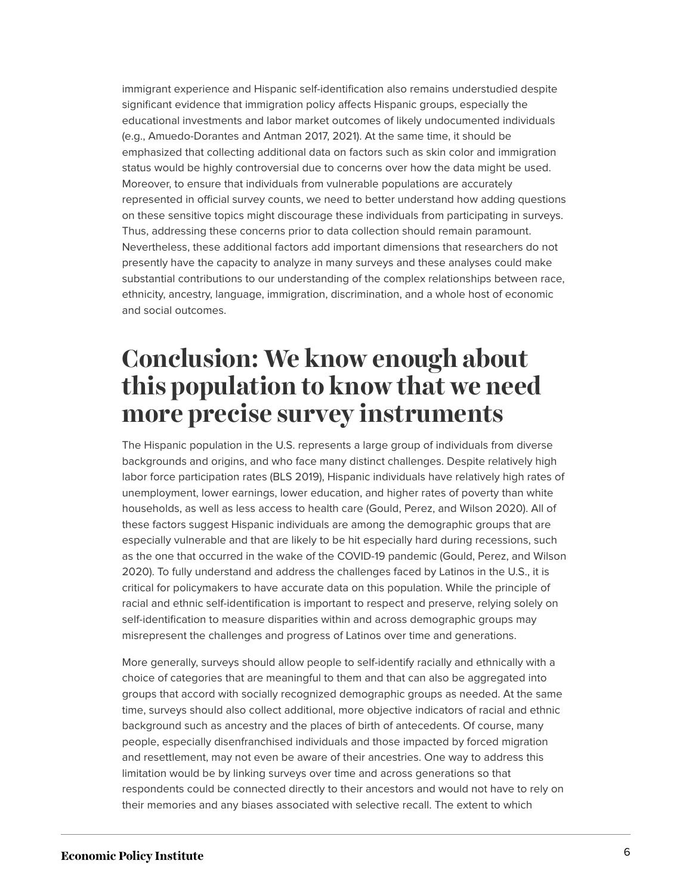immigrant experience and Hispanic self-identification also remains understudied despite significant evidence that immigration policy affects Hispanic groups, especially the educational investments and labor market outcomes of likely undocumented individuals (e.g., Amuedo-Dorantes and Antman 2017, 2021). At the same time, it should be emphasized that collecting additional data on factors such as skin color and immigration status would be highly controversial due to concerns over how the data might be used. Moreover, to ensure that individuals from vulnerable populations are accurately represented in official survey counts, we need to better understand how adding questions on these sensitive topics might discourage these individuals from participating in surveys. Thus, addressing these concerns prior to data collection should remain paramount. Nevertheless, these additional factors add important dimensions that researchers do not presently have the capacity to analyze in many surveys and these analyses could make substantial contributions to our understanding of the complex relationships between race, ethnicity, ancestry, language, immigration, discrimination, and a whole host of economic and social outcomes.

# Conclusion: We know enough about this population to know that we need more precise survey instruments

The Hispanic population in the U.S. represents a large group of individuals from diverse backgrounds and origins, and who face many distinct challenges. Despite relatively high labor force participation rates (BLS 2019), Hispanic individuals have relatively high rates of unemployment, lower earnings, lower education, and higher rates of poverty than white households, as well as less access to health care (Gould, Perez, and Wilson 2020). All of these factors suggest Hispanic individuals are among the demographic groups that are especially vulnerable and that are likely to be hit especially hard during recessions, such as the one that occurred in the wake of the COVID-19 pandemic (Gould, Perez, and Wilson 2020). To fully understand and address the challenges faced by Latinos in the U.S., it is critical for policymakers to have accurate data on this population. While the principle of racial and ethnic self-identification is important to respect and preserve, relying solely on self-identification to measure disparities within and across demographic groups may misrepresent the challenges and progress of Latinos over time and generations.

More generally, surveys should allow people to self-identify racially and ethnically with a choice of categories that are meaningful to them and that can also be aggregated into groups that accord with socially recognized demographic groups as needed. At the same time, surveys should also collect additional, more objective indicators of racial and ethnic background such as ancestry and the places of birth of antecedents. Of course, many people, especially disenfranchised individuals and those impacted by forced migration and resettlement, may not even be aware of their ancestries. One way to address this limitation would be by linking surveys over time and across generations so that respondents could be connected directly to their ancestors and would not have to rely on their memories and any biases associated with selective recall. The extent to which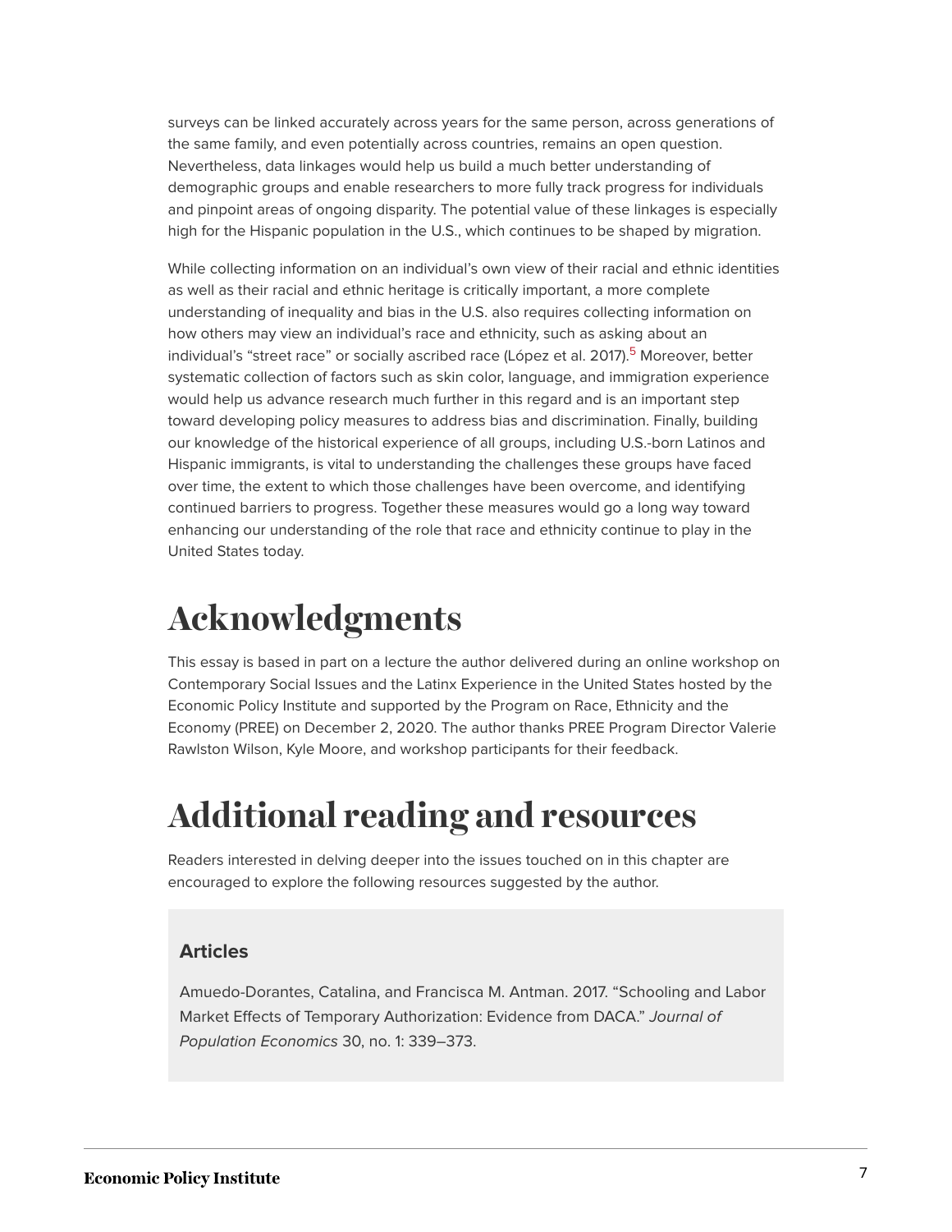surveys can be linked accurately across years for the same person, across generations of the same family, and even potentially across countries, remains an open question. Nevertheless, data linkages would help us build a much better understanding of demographic groups and enable researchers to more fully track progress for individuals and pinpoint areas of ongoing disparity. The potential value of these linkages is especially high for the Hispanic population in the U.S., which continues to be shaped by migration.

While collecting information on an individual's own view of their racial and ethnic identities as well as their racial and ethnic heritage is critically important, a more complete understanding of inequality and bias in the U.S. also requires collecting information on how others may view an individual's race and ethnicity, such as asking about an individual's "street race" or socially ascribed race (López et al. 2017).[5] Moreover, better systematic collection of factors such as skin color, language, and immigration experience would help us advance research much further in this regard and is an important step toward developing policy measures to address bias and discrimination. Finally, building our knowledge of the historical experience of all groups, including U.S.-born Latinos and Hispanic immigrants, is vital to understanding the challenges these groups have faced over time, the extent to which those challenges have been overcome, and identifying continued barriers to progress. Together these measures would go a long way toward enhancing our understanding of the role that race and ethnicity continue to play in the United States today.

# Acknowledgments

This essay is based in part on a lecture the author delivered during an online workshop on Contemporary Social Issues and the Latinx Experience in the United States hosted by the Economic Policy Institute and supported by the Program on Race, Ethnicity and the Economy (PREE) on December 2, 2020. The author thanks PREE Program Director Valerie Rawlston Wilson, Kyle Moore, and workshop participants for their feedback.

# Additional reading and resources

Readers interested in delving deeper into the issues touched on in this chapter are encouraged to explore the following resources suggested by the author.

### Articles

Amuedo-Dorantes, Catalina, and Francisca M. Antman. 2017. "Schooling and Labor Market Effects of Temporary Authorization: Evidence from DACA." *Journal of Population Economics* 30, no. 1: 339–373.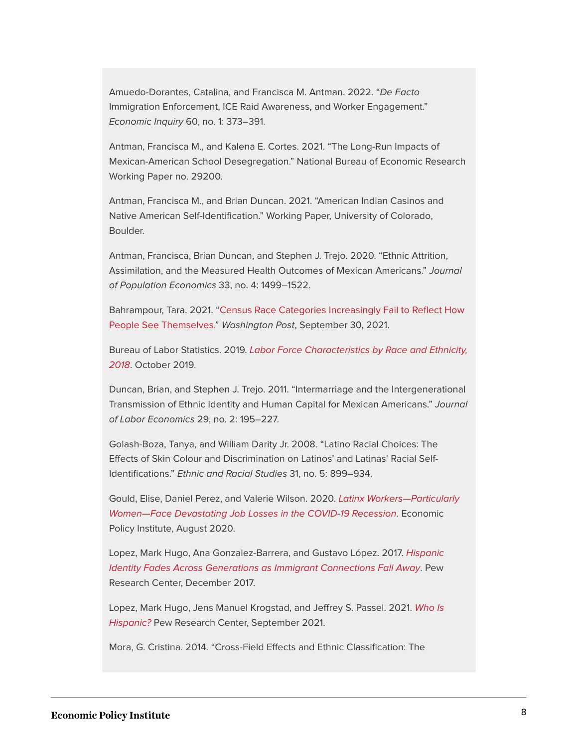Amuedo-Dorantes, Catalina, and Francisca M. Antman. 2022. "*De Facto* Immigration Enforcement, ICE Raid Awareness, and Worker Engagement." *Economic Inquiry* 60, no. 1: 373–391.

Antman, Francisca M., and Kalena E. Cortes. 2021. "The Long-Run Impacts of Mexican-American School Desegregation." National Bureau of Economic Research Working Paper no. 29200.

Antman, Francisca M., and Brian Duncan. 2021. "American Indian Casinos and Native American Self-Identification." Working Paper, University of Colorado, Boulder.

Antman, Francisca, Brian Duncan, and Stephen J. Trejo. 2020. "Ethnic Attrition, Assimilation, and the Measured Health Outcomes of Mexican Americans." *Journal of Population Economics* 33, no. 4: 1499–1522.

Bahrampour, Tara. 2021. "Census Race Categories Increasingly Fail to Reflect How People See Themselves." *Washington Post*, September 30, 2021.

Bureau of Labor Statistics. 2019. *Labor Force Characteristics by Race and Ethnicity, 2018*. October 2019.

Duncan, Brian, and Stephen J. Trejo. 2011. "Intermarriage and the Intergenerational Transmission of Ethnic Identity and Human Capital for Mexican Americans." *Journal of Labor Economics* 29, no. 2: 195–227.

Golash-Boza, Tanya, and William Darity Jr. 2008. "Latino Racial Choices: The Effects of Skin Colour and Discrimination on Latinos' and Latinas' Racial Self-Identifications." *Ethnic and Racial Studies* 31, no. 5: 899–934.

Gould, Elise, Daniel Perez, and Valerie Wilson. 2020. *Latinx Workers—Particularly Women—Face Devastating Job Losses in the COVID-19 Recession*. Economic Policy Institute, August 2020.

Lopez, Mark Hugo, Ana Gonzalez-Barrera, and Gustavo López. 2017. *Hispanic Identity Fades Across Generations as Immigrant Connections Fall Away*. Pew Research Center, December 2017.

Lopez, Mark Hugo, Jens Manuel Krogstad, and Jeffrey S. Passel. 2021. *Who Is Hispanic?* Pew Research Center, September 2021.

Mora, G. Cristina. 2014. "Cross-Field Effects and Ethnic Classification: The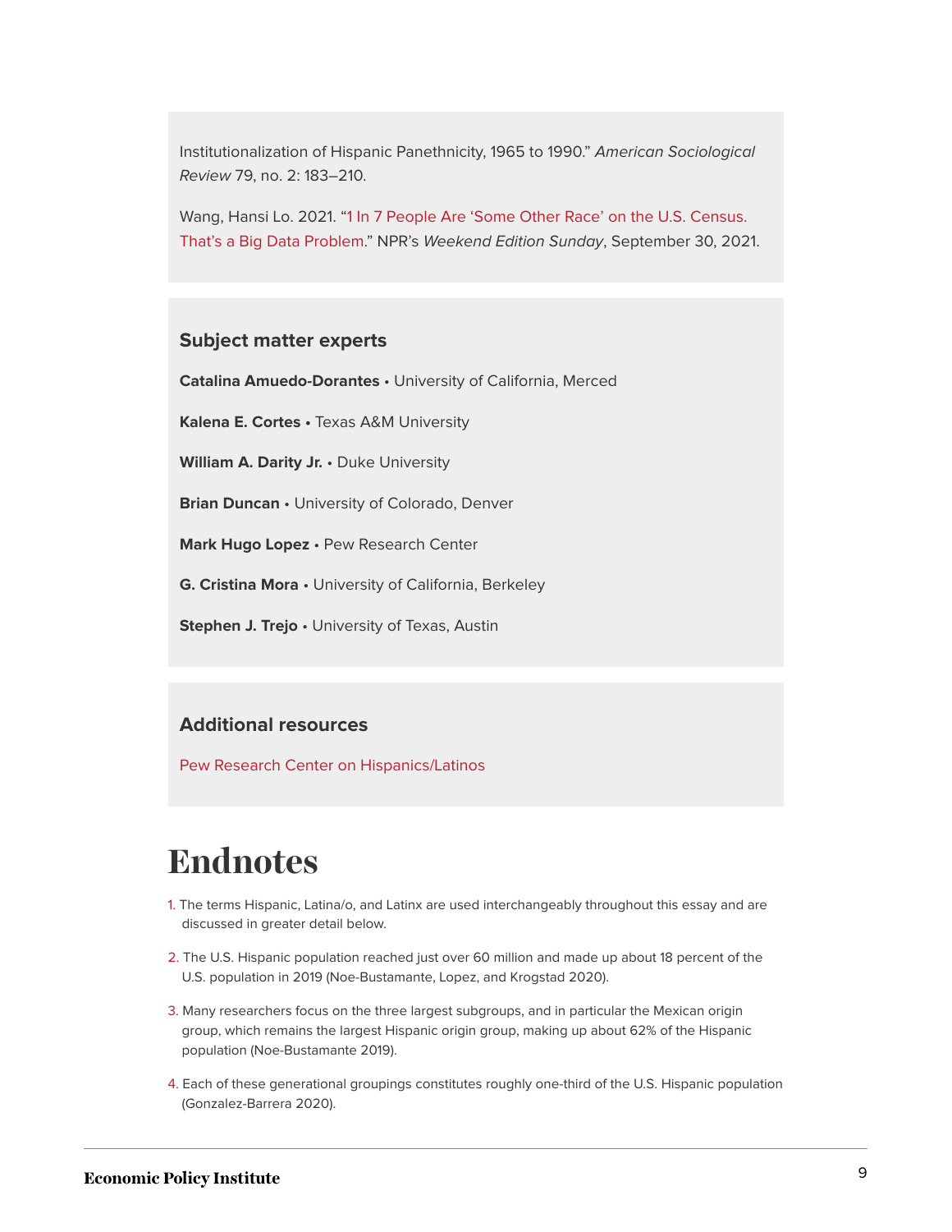Institutionalization of Hispanic Panethnicity, 1965 to 1990.” *American Sociological Review* 79, no. 2: 183–210.

Wang, Hansi Lo. 2021. “1 In 7 People Are ‘Some Other Race’ on the U.S. Census. That’s a Big Data Problem.” NPR’s *Weekend Edition Sunday*, September 30, 2021.

### Subject matter experts

**Catalina Amuedo-Dorantes** • University of California, Merced

**Kalena E. Cortes** • Texas A&M University

**William A. Darity Jr.** • Duke University

**Brian Duncan** • University of Colorado, Denver

**Mark Hugo Lopez** • Pew Research Center

**G. Cristina Mora** • University of California, Berkeley

**Stephen J. Trejo** • University of Texas, Austin

### Additional resources

Pew Research Center on Hispanics/Latinos

# Endnotes

1. The terms Hispanic, Latina/o, and Latinx are used interchangeably throughout this essay and are discussed in greater detail below.
2. The U.S. Hispanic population reached just over 60 million and made up about 18 percent of the U.S. population in 2019 (Noe-Bustamante, Lopez, and Krogstad 2020).
3. Many researchers focus on the three largest subgroups, and in particular the Mexican origin group, which remains the largest Hispanic origin group, making up about 62% of the Hispanic population (Noe-Bustamante 2019).
4. Each of these generational groupings constitutes roughly one-third of the U.S. Hispanic population (Gonzalez-Barrera 2020).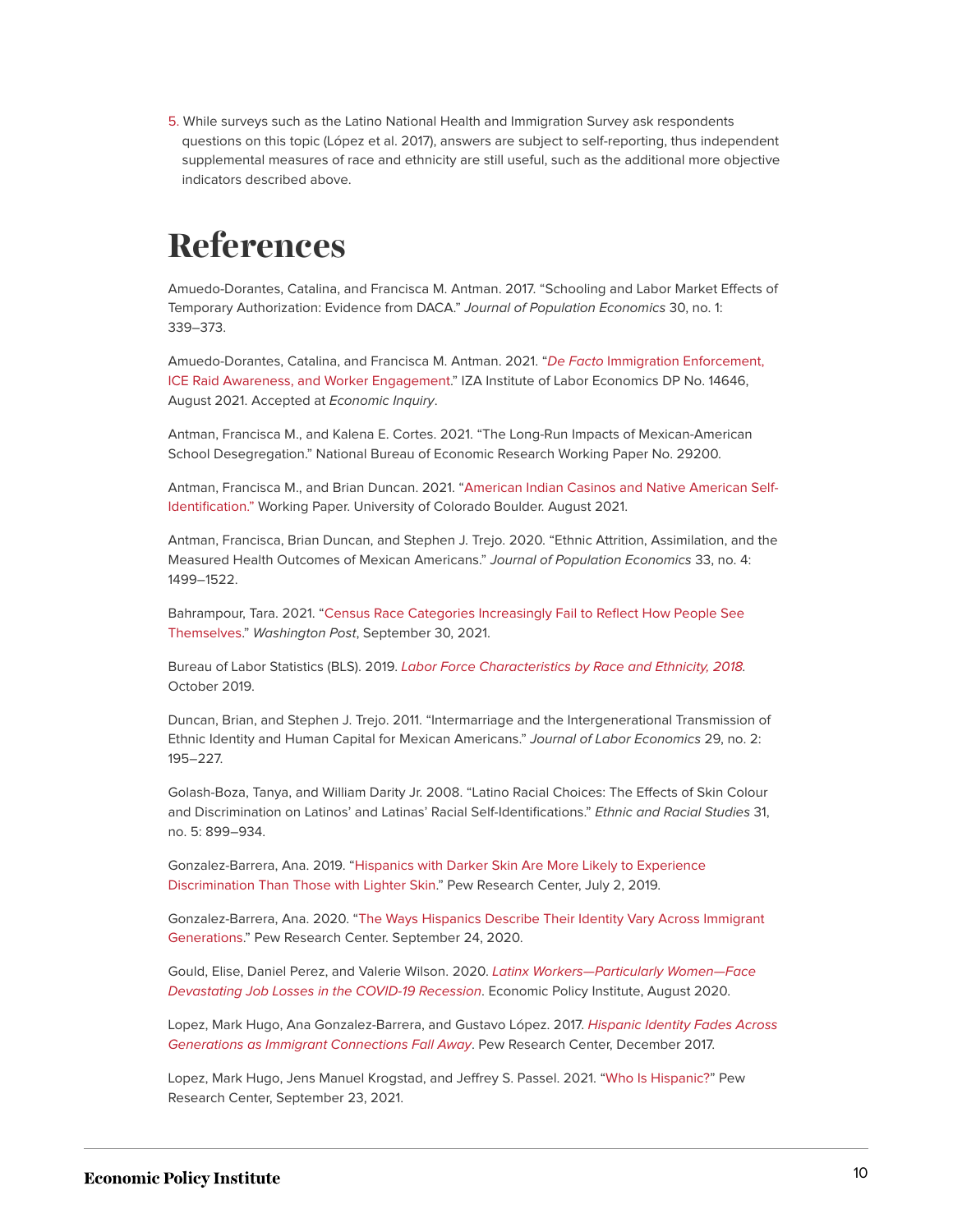5. While surveys such as the Latino National Health and Immigration Survey ask respondents questions on this topic (López et al. 2017), answers are subject to self-reporting, thus independent supplemental measures of race and ethnicity are still useful, such as the additional more objective indicators described above.

# References

Amuedo-Dorantes, Catalina, and Francisca M. Antman. 2017. "Schooling and Labor Market Effects of Temporary Authorization: Evidence from DACA." *Journal of Population Economics* 30, no. 1: 339–373.

Amuedo-Dorantes, Catalina, and Francisca M. Antman. 2021. "*De Facto* Immigration Enforcement, ICE Raid Awareness, and Worker Engagement." IZA Institute of Labor Economics DP No. 14646, August 2021. Accepted at *Economic Inquiry*.

Antman, Francisca M., and Kalena E. Cortes. 2021. "The Long-Run Impacts of Mexican-American School Desegregation." National Bureau of Economic Research Working Paper No. 29200.

Antman, Francisca M., and Brian Duncan. 2021. "American Indian Casinos and Native American Self-Identification." Working Paper. University of Colorado Boulder. August 2021.

Antman, Francisca, Brian Duncan, and Stephen J. Trejo. 2020. "Ethnic Attrition, Assimilation, and the Measured Health Outcomes of Mexican Americans." *Journal of Population Economics* 33, no. 4: 1499–1522.

Bahrampour, Tara. 2021. "Census Race Categories Increasingly Fail to Reflect How People See Themselves." *Washington Post*, September 30, 2021.

Bureau of Labor Statistics (BLS). 2019. *Labor Force Characteristics by Race and Ethnicity, 2018*. October 2019.

Duncan, Brian, and Stephen J. Trejo. 2011. "Intermarriage and the Intergenerational Transmission of Ethnic Identity and Human Capital for Mexican Americans." *Journal of Labor Economics* 29, no. 2: 195–227.

Golash-Boza, Tanya, and William Darity Jr. 2008. "Latino Racial Choices: The Effects of Skin Colour and Discrimination on Latinos' and Latinas' Racial Self-Identifications." *Ethnic and Racial Studies* 31, no. 5: 899–934.

Gonzalez-Barrera, Ana. 2019. "Hispanics with Darker Skin Are More Likely to Experience Discrimination Than Those with Lighter Skin." Pew Research Center, July 2, 2019.

Gonzalez-Barrera, Ana. 2020. "The Ways Hispanics Describe Their Identity Vary Across Immigrant Generations." Pew Research Center. September 24, 2020.

Gould, Elise, Daniel Perez, and Valerie Wilson. 2020. *Latinx Workers—Particularly Women—Face Devastating Job Losses in the COVID-19 Recession*. Economic Policy Institute, August 2020.

Lopez, Mark Hugo, Ana Gonzalez-Barrera, and Gustavo López. 2017. *Hispanic Identity Fades Across Generations as Immigrant Connections Fall Away*. Pew Research Center, December 2017.

Lopez, Mark Hugo, Jens Manuel Krogstad, and Jeffrey S. Passel. 2021. "Who Is Hispanic?" Pew Research Center, September 23, 2021.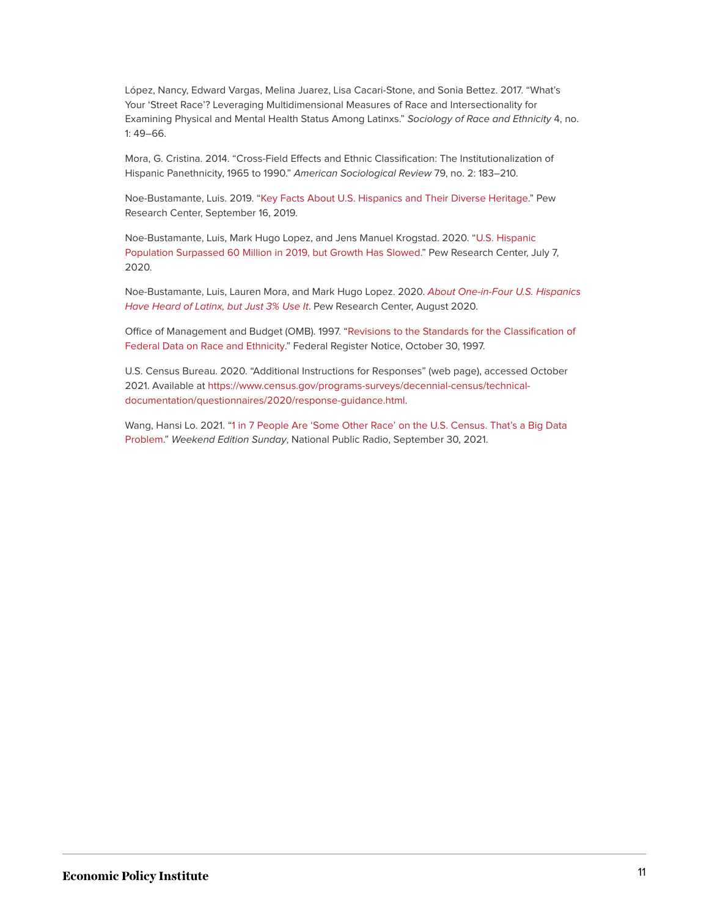López, Nancy, Edward Vargas, Melina Juarez, Lisa Cacari-Stone, and Sonia Bettez. 2017. "What's Your 'Street Race'? Leveraging Multidimensional Measures of Race and Intersectionality for Examining Physical and Mental Health Status Among Latinxs." *Sociology of Race and Ethnicity* 4, no. 1: 49–66.

Mora, G. Cristina. 2014. "Cross-Field Effects and Ethnic Classification: The Institutionalization of Hispanic Panethnicity, 1965 to 1990." *American Sociological Review* 79, no. 2: 183–210.

Noe-Bustamante, Luis. 2019. "Key Facts About U.S. Hispanics and Their Diverse Heritage." Pew Research Center, September 16, 2019.

Noe-Bustamante, Luis, Mark Hugo Lopez, and Jens Manuel Krogstad. 2020. "U.S. Hispanic Population Surpassed 60 Million in 2019, but Growth Has Slowed." Pew Research Center, July 7, 2020.

Noe-Bustamante, Luis, Lauren Mora, and Mark Hugo Lopez. 2020. *About One-in-Four U.S. Hispanics Have Heard of Latinx, but Just 3% Use It*. Pew Research Center, August 2020.

Office of Management and Budget (OMB). 1997. "Revisions to the Standards for the Classification of Federal Data on Race and Ethnicity." Federal Register Notice, October 30, 1997.

U.S. Census Bureau. 2020. "Additional Instructions for Responses" (web page), accessed October 2021. Available at https://www.census.gov/programs-surveys/decennial-census/technical-documentation/questionnaires/2020/response-guidance.html.

Wang, Hansi Lo. 2021. "1 in 7 People Are 'Some Other Race' on the U.S. Census. That's a Big Data Problem." *Weekend Edition Sunday*, National Public Radio, September 30, 2021.